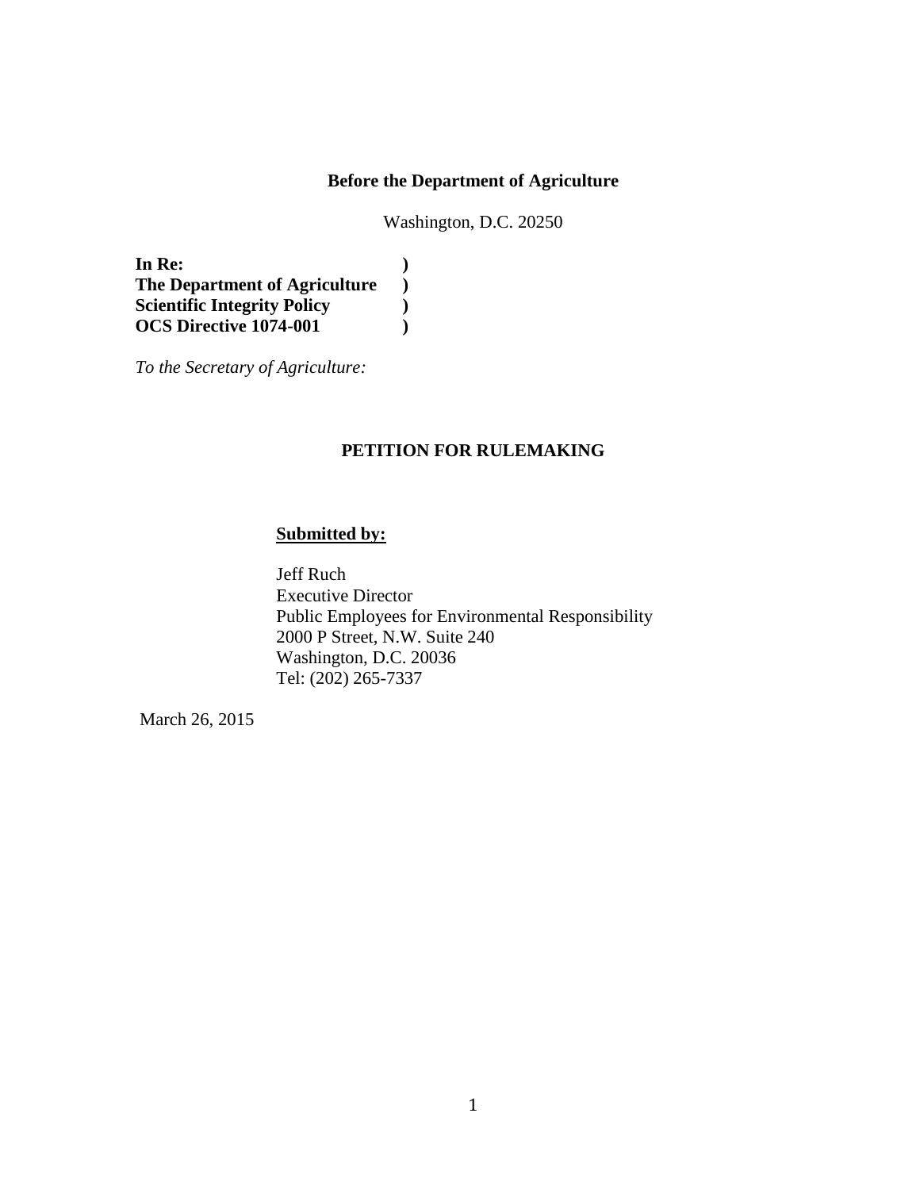**Before the Department of Agriculture**

Washington, D.C. 20250

**In Re: )**
**The Department of Agriculture )**
**Scientific Integrity Policy )**
**OCS Directive 1074-001 )**

*To the Secretary of Agriculture:*

**PETITION FOR RULEMAKING**

**Submitted by:**

Jeff Ruch
Executive Director
Public Employees for Environmental Responsibility
2000 P Street, N.W. Suite 240
Washington, D.C. 20036
Tel: (202) 265-7337

March 26, 2015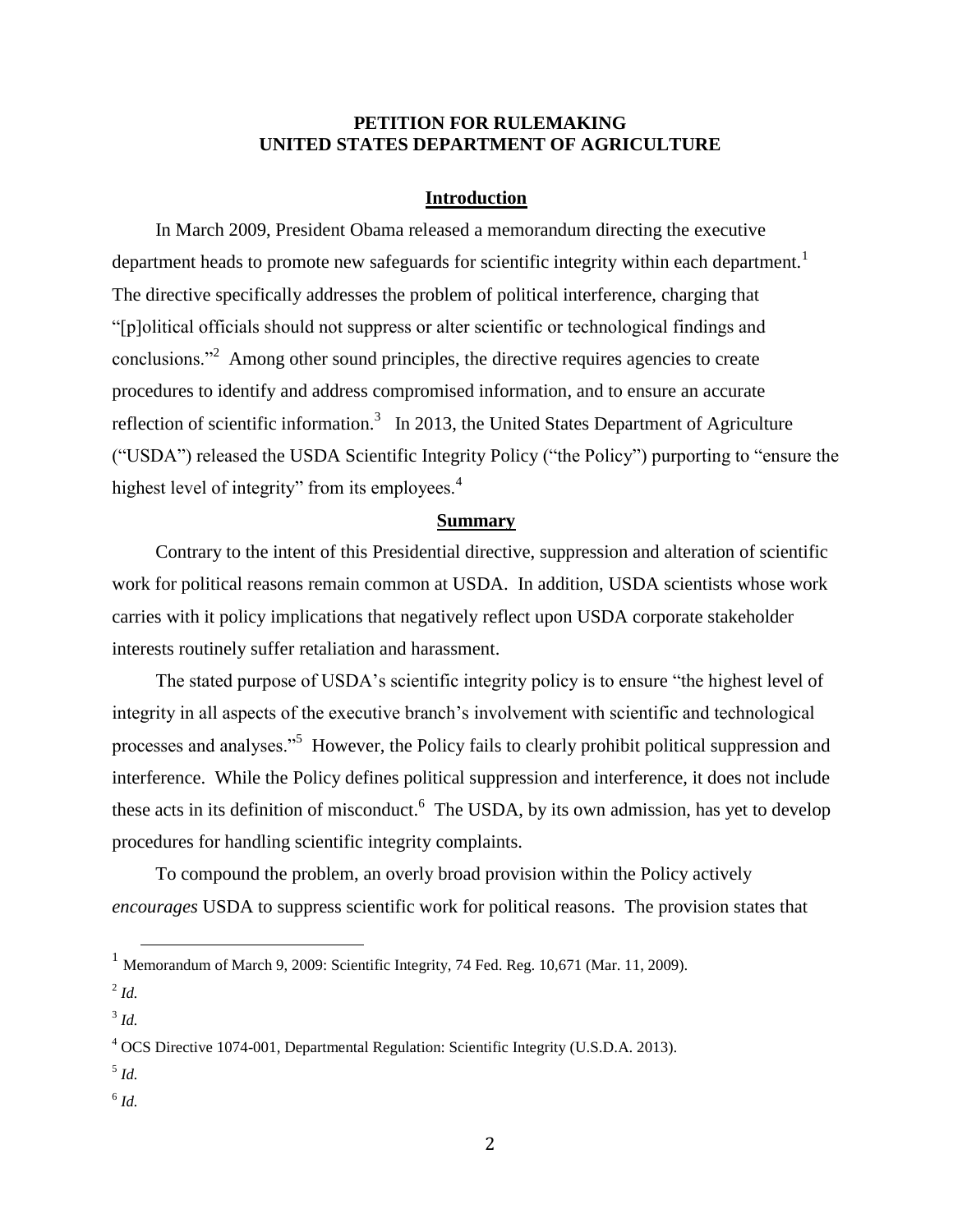# PETITION FOR RULEMAKING
# UNITED STATES DEPARTMENT OF AGRICULTURE

## Introduction

In March 2009, President Obama released a memorandum directing the executive department heads to promote new safeguards for scientific integrity within each department.[1] The directive specifically addresses the problem of political interference, charging that "[p]olitical officials should not suppress or alter scientific or technological findings and conclusions."[2] Among other sound principles, the directive requires agencies to create procedures to identify and address compromised information, and to ensure an accurate reflection of scientific information.[3] In 2013, the United States Department of Agriculture ("USDA") released the USDA Scientific Integrity Policy ("the Policy") purporting to "ensure the highest level of integrity" from its employees.[4]

## Summary

Contrary to the intent of this Presidential directive, suppression and alteration of scientific work for political reasons remain common at USDA. In addition, USDA scientists whose work carries with it policy implications that negatively reflect upon USDA corporate stakeholder interests routinely suffer retaliation and harassment.

The stated purpose of USDA's scientific integrity policy is to ensure "the highest level of integrity in all aspects of the executive branch's involvement with scientific and technological processes and analyses."[5] However, the Policy fails to clearly prohibit political suppression and interference. While the Policy defines political suppression and interference, it does not include these acts in its definition of misconduct.[6] The USDA, by its own admission, has yet to develop procedures for handling scientific integrity complaints.

To compound the problem, an overly broad provision within the Policy actively *encourages* USDA to suppress scientific work for political reasons. The provision states that

---

[1] Memorandum of March 9, 2009: Scientific Integrity, 74 Fed. Reg. 10,671 (Mar. 11, 2009).

[2] *Id.*

[3] *Id.*

[4] OCS Directive 1074-001, Departmental Regulation: Scientific Integrity (U.S.D.A. 2013).

[5] *Id.*

[6] *Id.*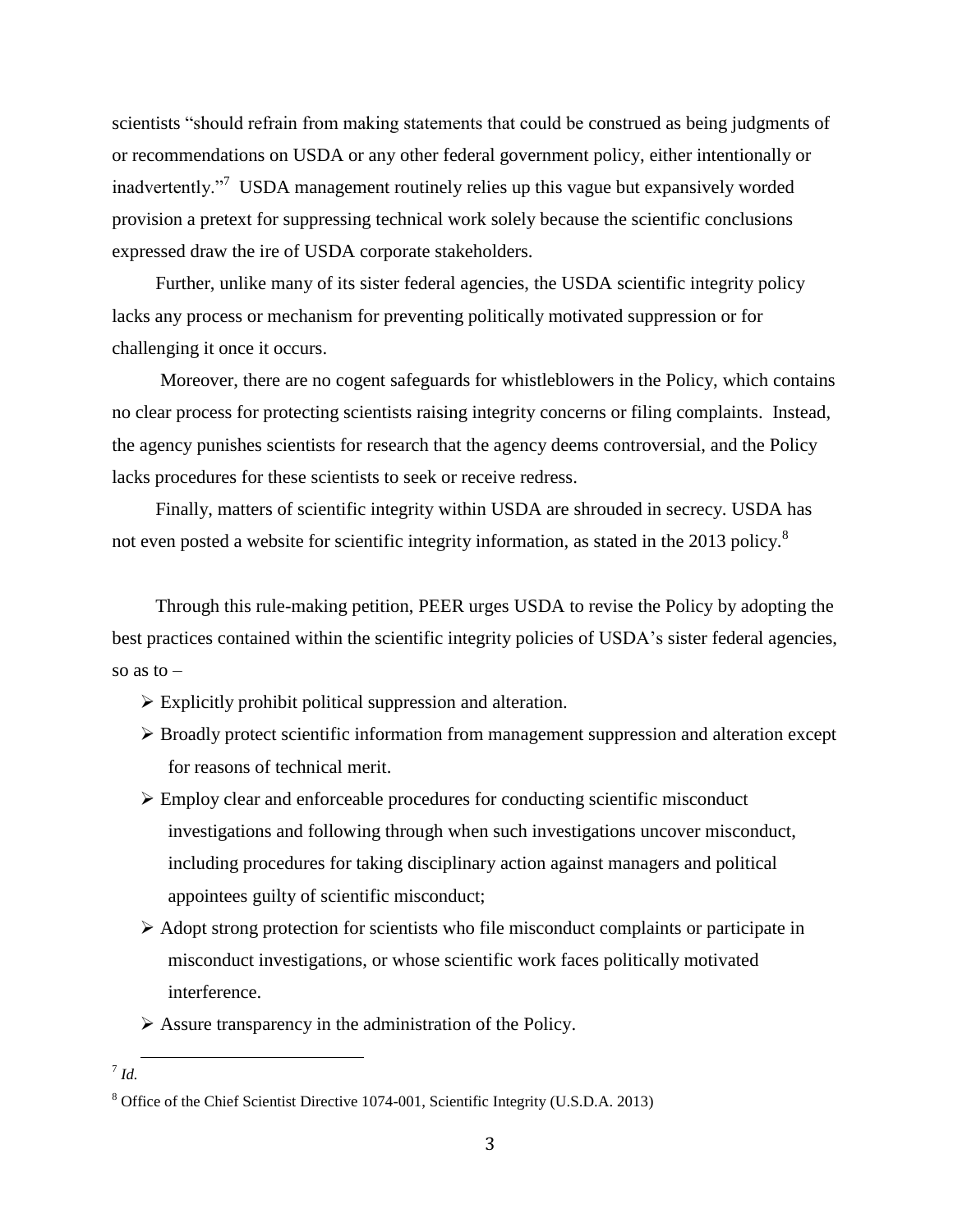scientists "should refrain from making statements that could be construed as being judgments of or recommendations on USDA or any other federal government policy, either intentionally or inadvertently."[7] USDA management routinely relies up this vague but expansively worded provision a pretext for suppressing technical work solely because the scientific conclusions expressed draw the ire of USDA corporate stakeholders.

Further, unlike many of its sister federal agencies, the USDA scientific integrity policy lacks any process or mechanism for preventing politically motivated suppression or for challenging it once it occurs.

Moreover, there are no cogent safeguards for whistleblowers in the Policy, which contains no clear process for protecting scientists raising integrity concerns or filing complaints. Instead, the agency punishes scientists for research that the agency deems controversial, and the Policy lacks procedures for these scientists to seek or receive redress.

Finally, matters of scientific integrity within USDA are shrouded in secrecy. USDA has not even posted a website for scientific integrity information, as stated in the 2013 policy.[8]

Through this rule-making petition, PEER urges USDA to revise the Policy by adopting the best practices contained within the scientific integrity policies of USDA's sister federal agencies, so as to –

- Explicitly prohibit political suppression and alteration.
- Broadly protect scientific information from management suppression and alteration except for reasons of technical merit.
- Employ clear and enforceable procedures for conducting scientific misconduct investigations and following through when such investigations uncover misconduct, including procedures for taking disciplinary action against managers and political appointees guilty of scientific misconduct;
- Adopt strong protection for scientists who file misconduct complaints or participate in misconduct investigations, or whose scientific work faces politically motivated interference.
- Assure transparency in the administration of the Policy.

[7] *Id.*

[8] Office of the Chief Scientist Directive 1074-001, Scientific Integrity (U.S.D.A. 2013)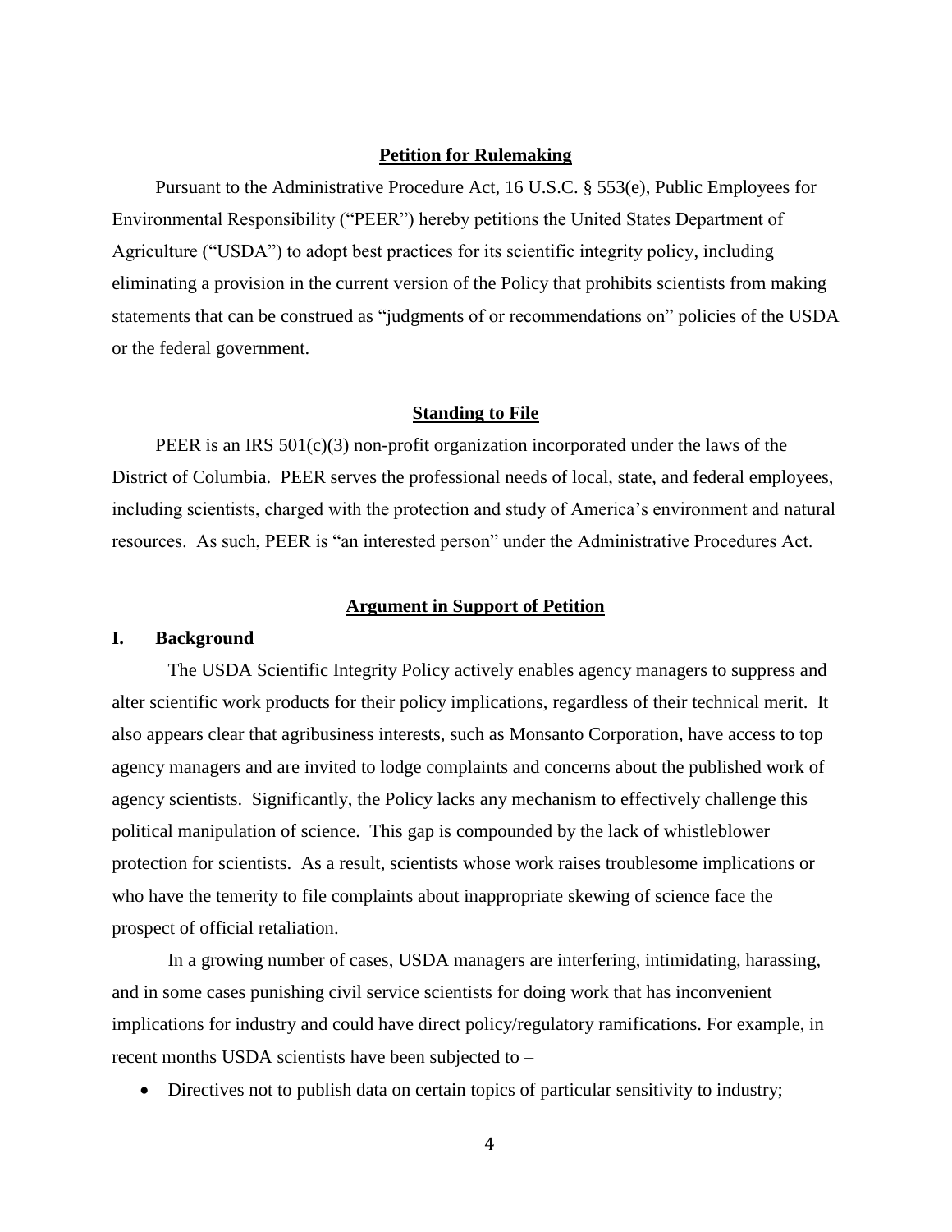## Petition for Rulemaking

Pursuant to the Administrative Procedure Act, 16 U.S.C. § 553(e), Public Employees for Environmental Responsibility ("PEER") hereby petitions the United States Department of Agriculture ("USDA") to adopt best practices for its scientific integrity policy, including eliminating a provision in the current version of the Policy that prohibits scientists from making statements that can be construed as "judgments of or recommendations on" policies of the USDA or the federal government.

## Standing to File

PEER is an IRS 501(c)(3) non-profit organization incorporated under the laws of the District of Columbia. PEER serves the professional needs of local, state, and federal employees, including scientists, charged with the protection and study of America's environment and natural resources. As such, PEER is "an interested person" under the Administrative Procedures Act.

## Argument in Support of Petition

### I. Background

The USDA Scientific Integrity Policy actively enables agency managers to suppress and alter scientific work products for their policy implications, regardless of their technical merit. It also appears clear that agribusiness interests, such as Monsanto Corporation, have access to top agency managers and are invited to lodge complaints and concerns about the published work of agency scientists. Significantly, the Policy lacks any mechanism to effectively challenge this political manipulation of science. This gap is compounded by the lack of whistleblower protection for scientists. As a result, scientists whose work raises troublesome implications or who have the temerity to file complaints about inappropriate skewing of science face the prospect of official retaliation.

In a growing number of cases, USDA managers are interfering, intimidating, harassing, and in some cases punishing civil service scientists for doing work that has inconvenient implications for industry and could have direct policy/regulatory ramifications. For example, in recent months USDA scientists have been subjected to –

- Directives not to publish data on certain topics of particular sensitivity to industry;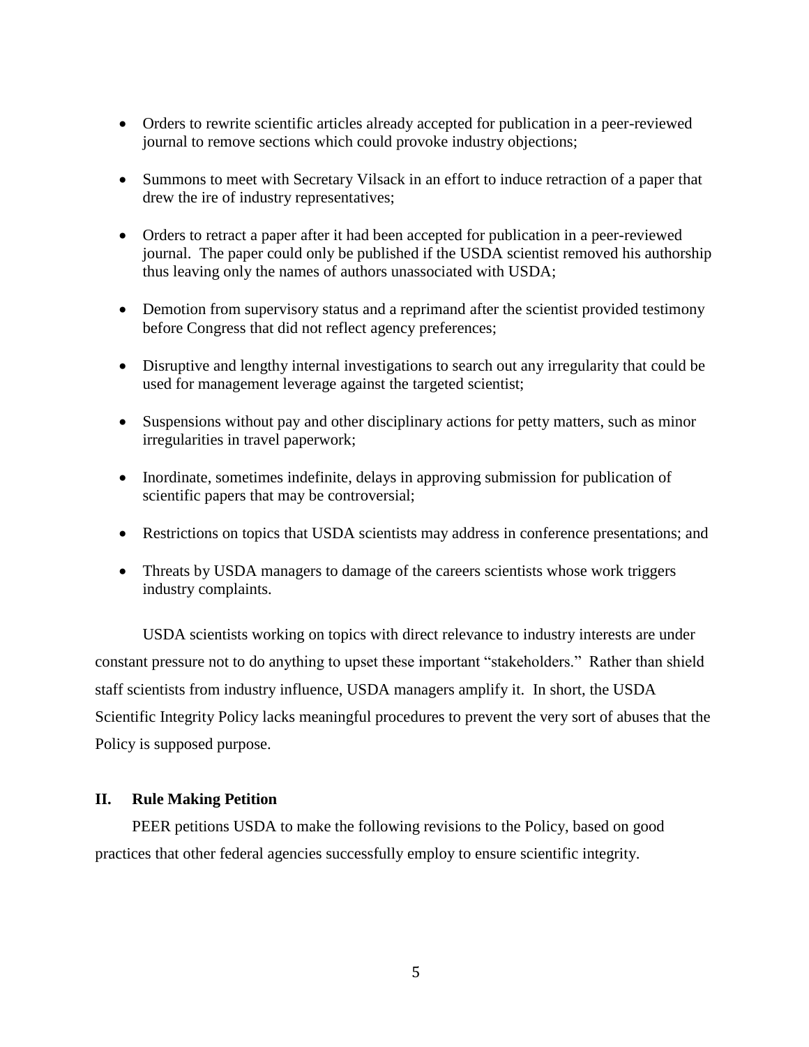- Orders to rewrite scientific articles already accepted for publication in a peer-reviewed journal to remove sections which could provoke industry objections;
- Summons to meet with Secretary Vilsack in an effort to induce retraction of a paper that drew the ire of industry representatives;
- Orders to retract a paper after it had been accepted for publication in a peer-reviewed journal. The paper could only be published if the USDA scientist removed his authorship thus leaving only the names of authors unassociated with USDA;
- Demotion from supervisory status and a reprimand after the scientist provided testimony before Congress that did not reflect agency preferences;
- Disruptive and lengthy internal investigations to search out any irregularity that could be used for management leverage against the targeted scientist;
- Suspensions without pay and other disciplinary actions for petty matters, such as minor irregularities in travel paperwork;
- Inordinate, sometimes indefinite, delays in approving submission for publication of scientific papers that may be controversial;
- Restrictions on topics that USDA scientists may address in conference presentations; and
- Threats by USDA managers to damage of the careers scientists whose work triggers industry complaints.

USDA scientists working on topics with direct relevance to industry interests are under constant pressure not to do anything to upset these important "stakeholders." Rather than shield staff scientists from industry influence, USDA managers amplify it. In short, the USDA Scientific Integrity Policy lacks meaningful procedures to prevent the very sort of abuses that the Policy is supposed purpose.

## II. Rule Making Petition

PEER petitions USDA to make the following revisions to the Policy, based on good practices that other federal agencies successfully employ to ensure scientific integrity.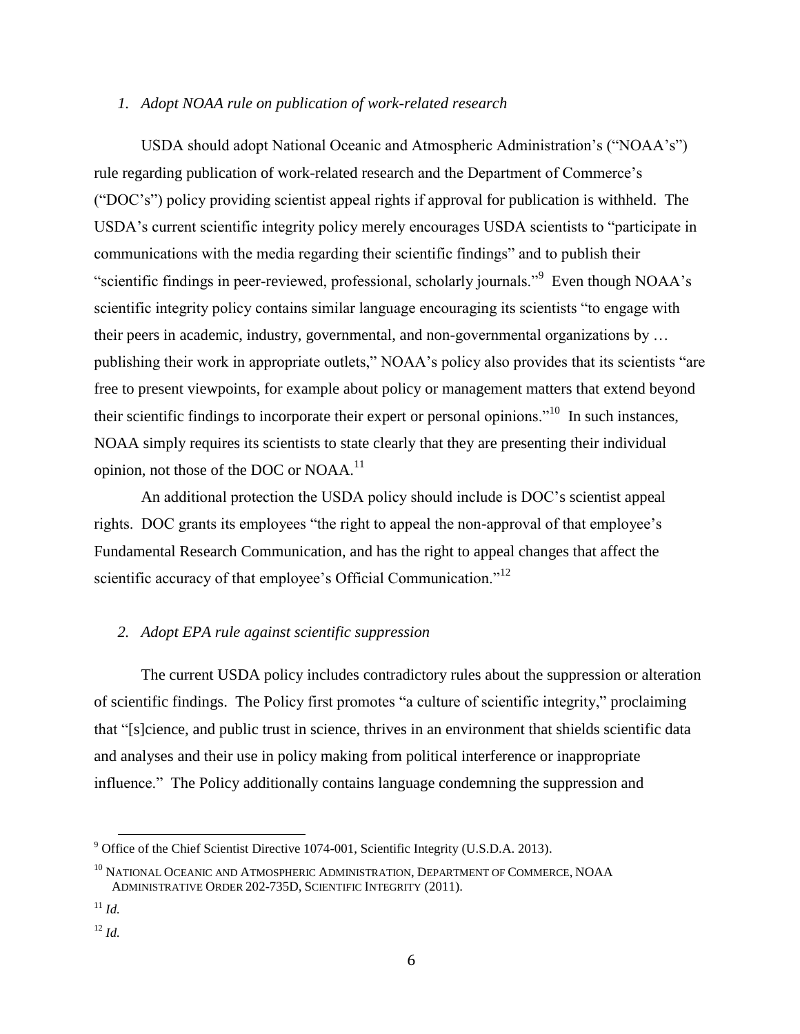### *1. Adopt NOAA rule on publication of work-related research*

USDA should adopt National Oceanic and Atmospheric Administration's ("NOAA's") rule regarding publication of work-related research and the Department of Commerce's ("DOC's") policy providing scientist appeal rights if approval for publication is withheld. The USDA's current scientific integrity policy merely encourages USDA scientists to "participate in communications with the media regarding their scientific findings" and to publish their "scientific findings in peer-reviewed, professional, scholarly journals."[9] Even though NOAA's scientific integrity policy contains similar language encouraging its scientists "to engage with their peers in academic, industry, governmental, and non-governmental organizations by … publishing their work in appropriate outlets," NOAA's policy also provides that its scientists "are free to present viewpoints, for example about policy or management matters that extend beyond their scientific findings to incorporate their expert or personal opinions."[10] In such instances, NOAA simply requires its scientists to state clearly that they are presenting their individual opinion, not those of the DOC or NOAA.[11]

An additional protection the USDA policy should include is DOC's scientist appeal rights. DOC grants its employees "the right to appeal the non-approval of that employee's Fundamental Research Communication, and has the right to appeal changes that affect the scientific accuracy of that employee's Official Communication."[12]

### *2. Adopt EPA rule against scientific suppression*

The current USDA policy includes contradictory rules about the suppression or alteration of scientific findings. The Policy first promotes "a culture of scientific integrity," proclaiming that "[s]cience, and public trust in science, thrives in an environment that shields scientific data and analyses and their use in policy making from political interference or inappropriate influence." The Policy additionally contains language condemning the suppression and

---

[9] Office of the Chief Scientist Directive 1074-001, Scientific Integrity (U.S.D.A. 2013).

[10] NATIONAL OCEANIC AND ATMOSPHERIC ADMINISTRATION, DEPARTMENT OF COMMERCE, NOAA ADMINISTRATIVE ORDER 202-735D, SCIENTIFIC INTEGRITY (2011).

[11] *Id.*

[12] *Id.*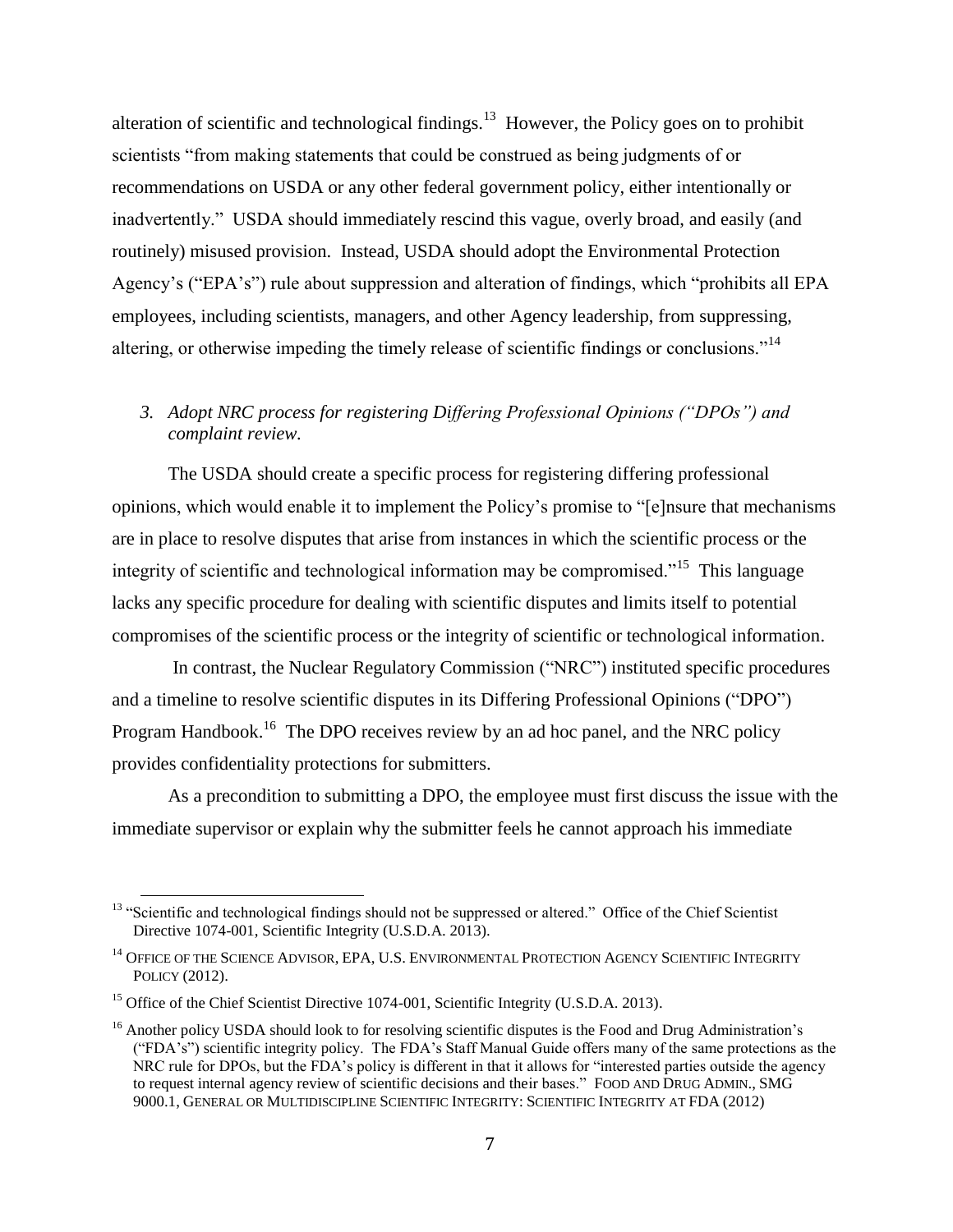alteration of scientific and technological findings.[13] However, the Policy goes on to prohibit scientists "from making statements that could be construed as being judgments of or recommendations on USDA or any other federal government policy, either intentionally or inadvertently." USDA should immediately rescind this vague, overly broad, and easily (and routinely) misused provision. Instead, USDA should adopt the Environmental Protection Agency's ("EPA's") rule about suppression and alteration of findings, which "prohibits all EPA employees, including scientists, managers, and other Agency leadership, from suppressing, altering, or otherwise impeding the timely release of scientific findings or conclusions."[14]

### *3. Adopt NRC process for registering Differing Professional Opinions ("DPOs") and complaint review.*

The USDA should create a specific process for registering differing professional opinions, which would enable it to implement the Policy's promise to "[e]nsure that mechanisms are in place to resolve disputes that arise from instances in which the scientific process or the integrity of scientific and technological information may be compromised."[15] This language lacks any specific procedure for dealing with scientific disputes and limits itself to potential compromises of the scientific process or the integrity of scientific or technological information.

In contrast, the Nuclear Regulatory Commission ("NRC") instituted specific procedures and a timeline to resolve scientific disputes in its Differing Professional Opinions ("DPO") Program Handbook.[16] The DPO receives review by an ad hoc panel, and the NRC policy provides confidentiality protections for submitters.

As a precondition to submitting a DPO, the employee must first discuss the issue with the immediate supervisor or explain why the submitter feels he cannot approach his immediate

---

[13] "Scientific and technological findings should not be suppressed or altered." Office of the Chief Scientist Directive 1074-001, Scientific Integrity (U.S.D.A. 2013).

[14] OFFICE OF THE SCIENCE ADVISOR, EPA, U.S. ENVIRONMENTAL PROTECTION AGENCY SCIENTIFIC INTEGRITY POLICY (2012).

[15] Office of the Chief Scientist Directive 1074-001, Scientific Integrity (U.S.D.A. 2013).

[16] Another policy USDA should look to for resolving scientific disputes is the Food and Drug Administration's ("FDA's") scientific integrity policy. The FDA's Staff Manual Guide offers many of the same protections as the NRC rule for DPOs, but the FDA's policy is different in that it allows for "interested parties outside the agency to request internal agency review of scientific decisions and their bases." FOOD AND DRUG ADMIN., SMG 9000.1, GENERAL OR MULTIDISCIPLINE SCIENTIFIC INTEGRITY: SCIENTIFIC INTEGRITY AT FDA (2012)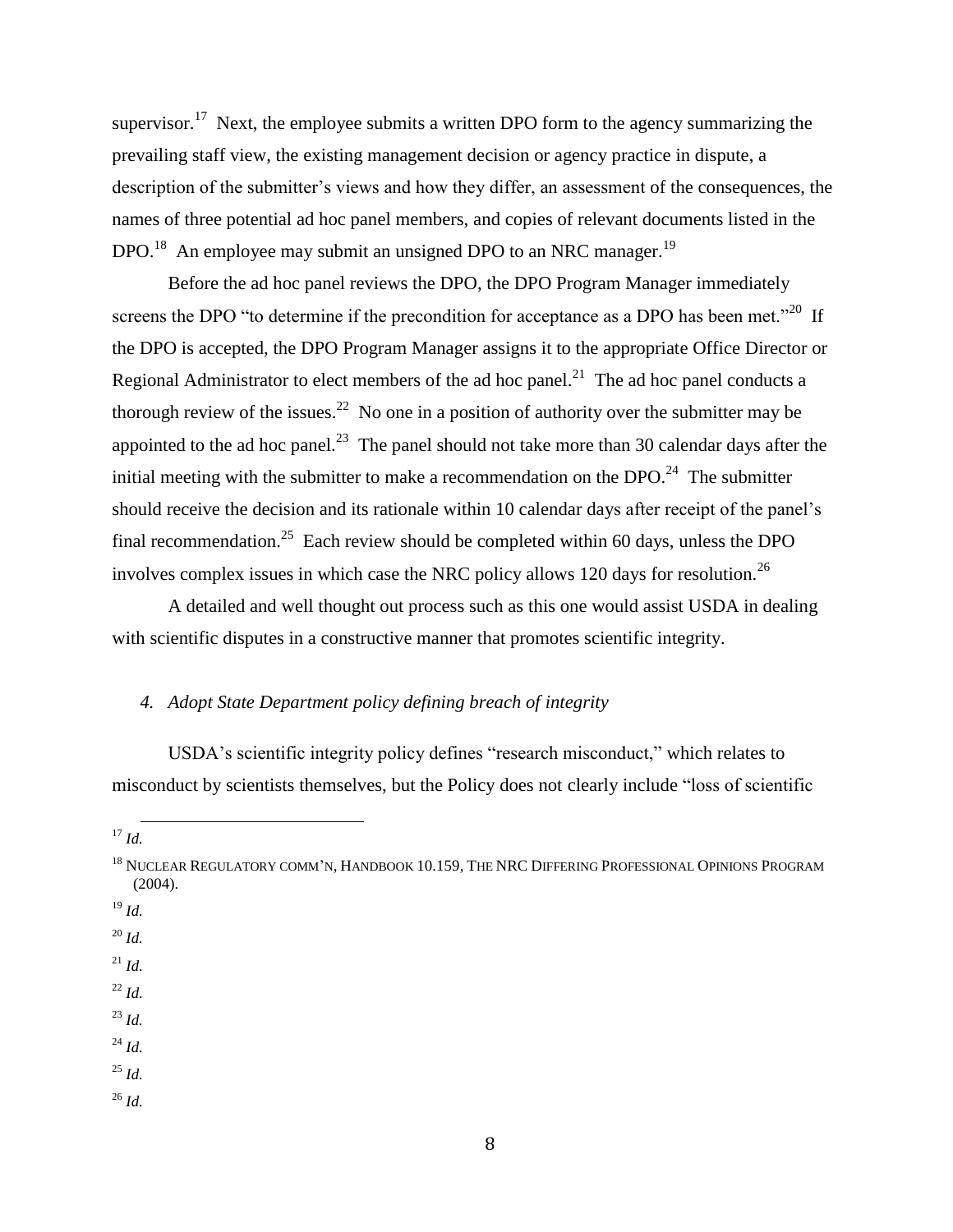supervisor.[17] Next, the employee submits a written DPO form to the agency summarizing the prevailing staff view, the existing management decision or agency practice in dispute, a description of the submitter's views and how they differ, an assessment of the consequences, the names of three potential ad hoc panel members, and copies of relevant documents listed in the DPO.[18] An employee may submit an unsigned DPO to an NRC manager.[19]

Before the ad hoc panel reviews the DPO, the DPO Program Manager immediately screens the DPO "to determine if the precondition for acceptance as a DPO has been met."[20] If the DPO is accepted, the DPO Program Manager assigns it to the appropriate Office Director or Regional Administrator to elect members of the ad hoc panel.[21] The ad hoc panel conducts a thorough review of the issues.[22] No one in a position of authority over the submitter may be appointed to the ad hoc panel.[23] The panel should not take more than 30 calendar days after the initial meeting with the submitter to make a recommendation on the DPO.[24] The submitter should receive the decision and its rationale within 10 calendar days after receipt of the panel's final recommendation.[25] Each review should be completed within 60 days, unless the DPO involves complex issues in which case the NRC policy allows 120 days for resolution.[26]

A detailed and well thought out process such as this one would assist USDA in dealing with scientific disputes in a constructive manner that promotes scientific integrity.

### *4. Adopt State Department policy defining breach of integrity*

USDA's scientific integrity policy defines "research misconduct," which relates to misconduct by scientists themselves, but the Policy does not clearly include "loss of scientific

---

[17] *Id.*

[18] NUCLEAR REGULATORY COMM'N, HANDBOOK 10.159, THE NRC DIFFERING PROFESSIONAL OPINIONS PROGRAM (2004).

[19] *Id.*

[20] *Id.*

[21] *Id.*

[22] *Id.*

[23] *Id.*

[24] *Id.*

[25] *Id.*

[26] *Id.*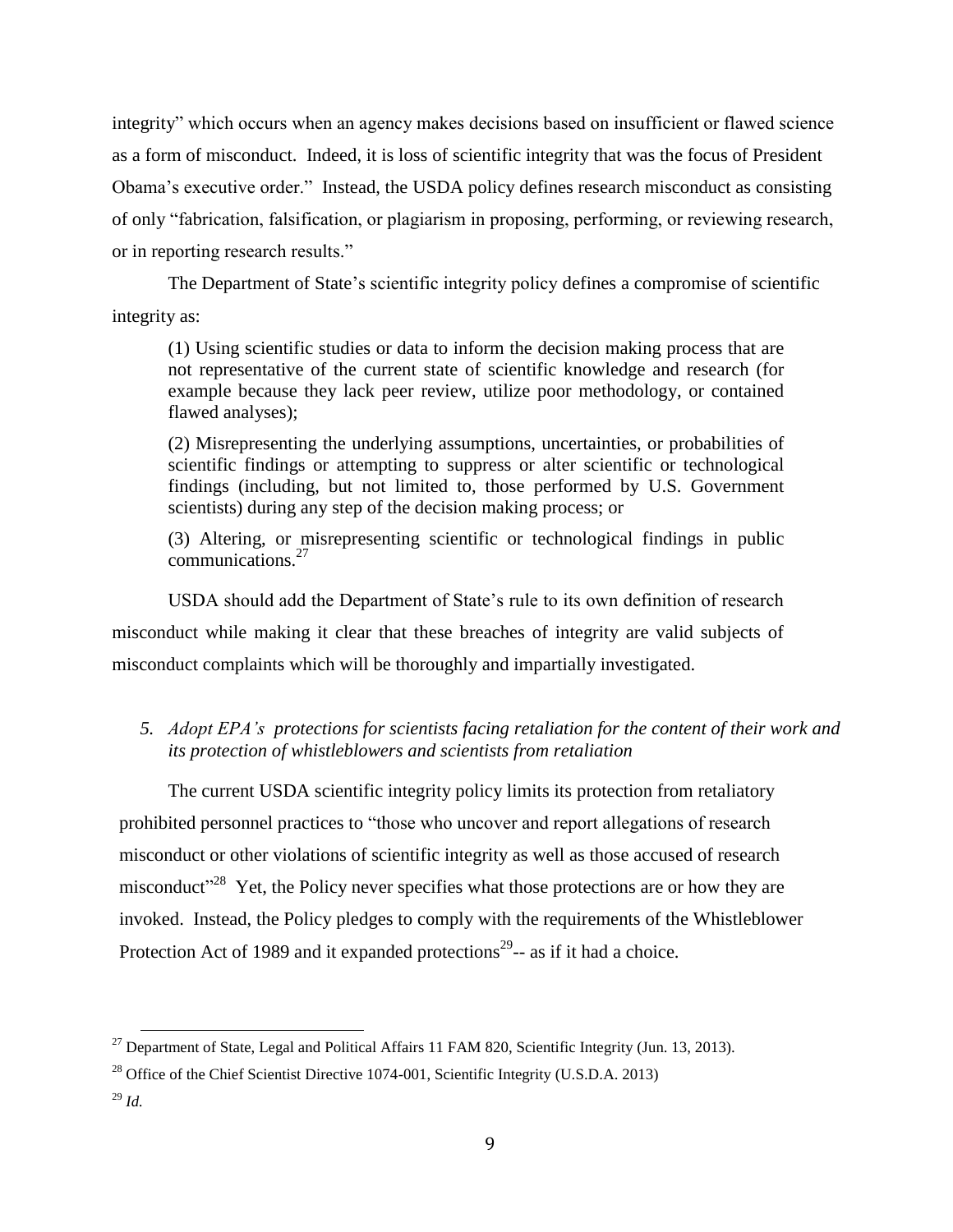integrity" which occurs when an agency makes decisions based on insufficient or flawed science as a form of misconduct. Indeed, it is loss of scientific integrity that was the focus of President Obama's executive order." Instead, the USDA policy defines research misconduct as consisting of only "fabrication, falsification, or plagiarism in proposing, performing, or reviewing research, or in reporting research results."

The Department of State's scientific integrity policy defines a compromise of scientific integrity as:

> (1) Using scientific studies or data to inform the decision making process that are not representative of the current state of scientific knowledge and research (for example because they lack peer review, utilize poor methodology, or contained flawed analyses);
>
> (2) Misrepresenting the underlying assumptions, uncertainties, or probabilities of scientific findings or attempting to suppress or alter scientific or technological findings (including, but not limited to, those performed by U.S. Government scientists) during any step of the decision making process; or
>
> (3) Altering, or misrepresenting scientific or technological findings in public communications.[27]

USDA should add the Department of State's rule to its own definition of research misconduct while making it clear that these breaches of integrity are valid subjects of misconduct complaints which will be thoroughly and impartially investigated.

*5. Adopt EPA's protections for scientists facing retaliation for the content of their work and its protection of whistleblowers and scientists from retaliation*

The current USDA scientific integrity policy limits its protection from retaliatory prohibited personnel practices to "those who uncover and report allegations of research misconduct or other violations of scientific integrity as well as those accused of research misconduct"[28] Yet, the Policy never specifies what those protections are or how they are invoked. Instead, the Policy pledges to comply with the requirements of the Whistleblower Protection Act of 1989 and it expanded protections[29]-- as if it had a choice.

---

[27] Department of State, Legal and Political Affairs 11 FAM 820, Scientific Integrity (Jun. 13, 2013).

[28] Office of the Chief Scientist Directive 1074-001, Scientific Integrity (U.S.D.A. 2013)

[29] *Id.*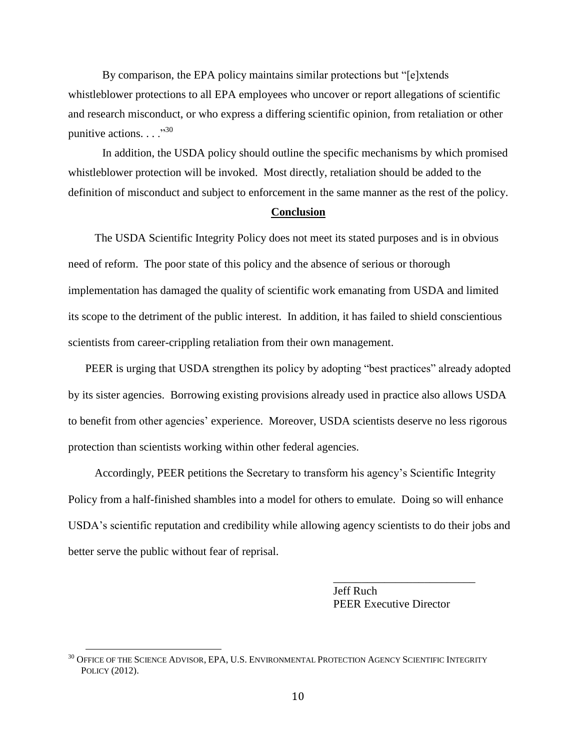By comparison, the EPA policy maintains similar protections but "[e]xtends whistleblower protections to all EPA employees who uncover or report allegations of scientific and research misconduct, or who express a differing scientific opinion, from retaliation or other punitive actions. . . ."[30]

In addition, the USDA policy should outline the specific mechanisms by which promised whistleblower protection will be invoked. Most directly, retaliation should be added to the definition of misconduct and subject to enforcement in the same manner as the rest of the policy.

## Conclusion

The USDA Scientific Integrity Policy does not meet its stated purposes and is in obvious need of reform. The poor state of this policy and the absence of serious or thorough implementation has damaged the quality of scientific work emanating from USDA and limited its scope to the detriment of the public interest. In addition, it has failed to shield conscientious scientists from career-crippling retaliation from their own management.

PEER is urging that USDA strengthen its policy by adopting "best practices" already adopted by its sister agencies. Borrowing existing provisions already used in practice also allows USDA to benefit from other agencies' experience. Moreover, USDA scientists deserve no less rigorous protection than scientists working within other federal agencies.

Accordingly, PEER petitions the Secretary to transform his agency's Scientific Integrity Policy from a half-finished shambles into a model for others to emulate. Doing so will enhance USDA's scientific reputation and credibility while allowing agency scientists to do their jobs and better serve the public without fear of reprisal.

\_\_\_\_\_\_\_\_\_\_\_\_\_\_\_\_\_\_\_\_\_\_\_\_\_\_

Jeff Ruch
PEER Executive Director

---

[30] OFFICE OF THE SCIENCE ADVISOR, EPA, U.S. ENVIRONMENTAL PROTECTION AGENCY SCIENTIFIC INTEGRITY POLICY (2012).